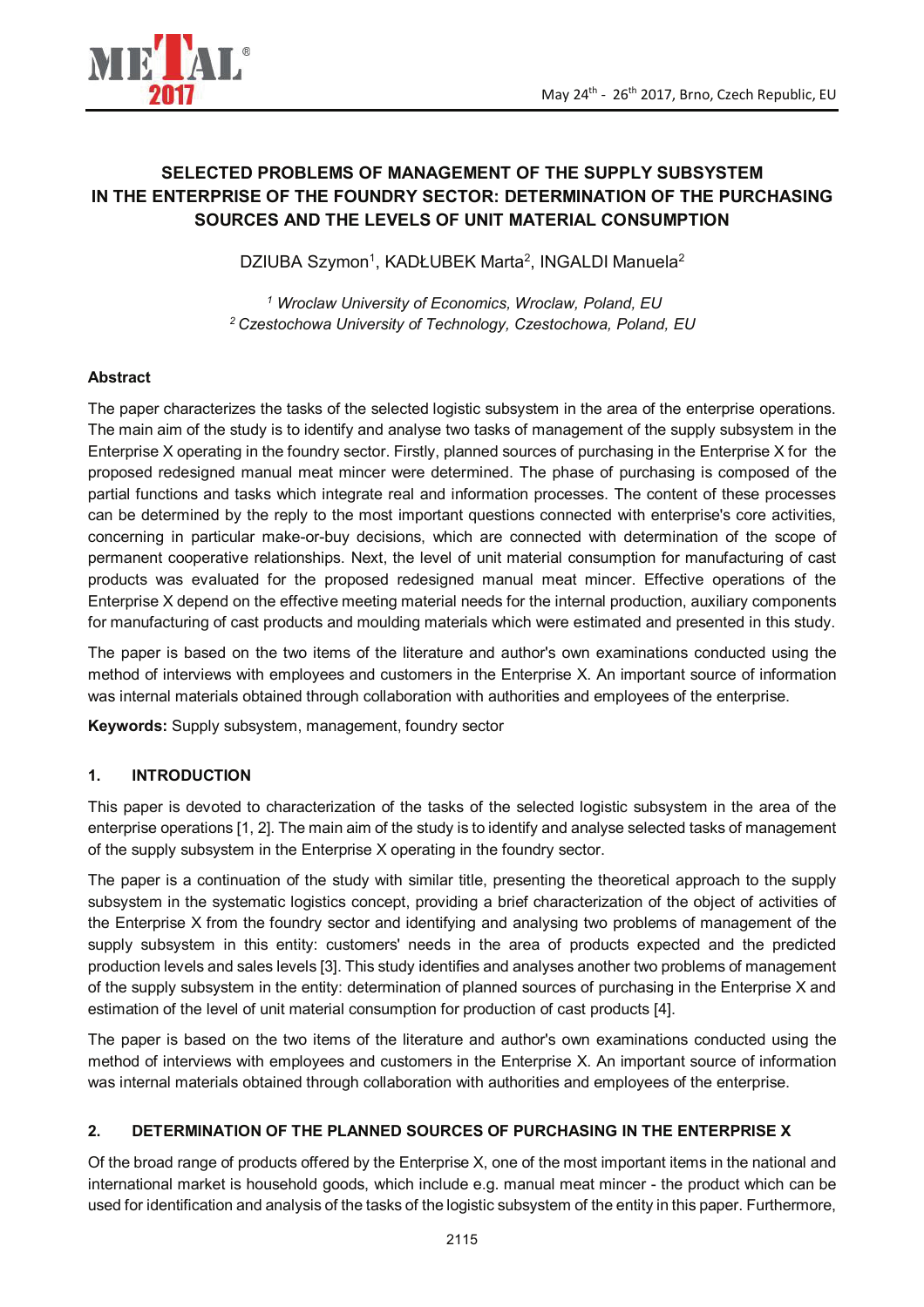# SELECTED PROBLEMS OF MANAGEMENT OF THE SUPPLY SUBSYSTEM IN THE ENTERPRISE OF THE FOUNDRY SECTOR: DETERMINATION OF THE PURCHASING SOURCES AND THE LEVELS OF UNIT MATERIAL CONSUMPTION

DZIUBA Szymon[1], KADŁUBEK Marta[2], INGALDI Manuela[2]

[1] *Wroclaw University of Economics, Wroclaw, Poland, EU*
[2] *Czestochowa University of Technology, Czestochowa, Poland, EU*

**Abstract**

The paper characterizes the tasks of the selected logistic subsystem in the area of the enterprise operations. The main aim of the study is to identify and analyse two tasks of management of the supply subsystem in the Enterprise X operating in the foundry sector. Firstly, planned sources of purchasing in the Enterprise X for the proposed redesigned manual meat mincer were determined. The phase of purchasing is composed of the partial functions and tasks which integrate real and information processes. The content of these processes can be determined by the reply to the most important questions connected with enterprise's core activities, concerning in particular make-or-buy decisions, which are connected with determination of the scope of permanent cooperative relationships. Next, the level of unit material consumption for manufacturing of cast products was evaluated for the proposed redesigned manual meat mincer. Effective operations of the Enterprise X depend on the effective meeting material needs for the internal production, auxiliary components for manufacturing of cast products and moulding materials which were estimated and presented in this study.

The paper is based on the two items of the literature and author's own examinations conducted using the method of interviews with employees and customers in the Enterprise X. An important source of information was internal materials obtained through collaboration with authorities and employees of the enterprise.

**Keywords:** Supply subsystem, management, foundry sector

## 1. INTRODUCTION

This paper is devoted to characterization of the tasks of the selected logistic subsystem in the area of the enterprise operations [1, 2]. The main aim of the study is to identify and analyse selected tasks of management of the supply subsystem in the Enterprise X operating in the foundry sector.

The paper is a continuation of the study with similar title, presenting the theoretical approach to the supply subsystem in the systematic logistics concept, providing a brief characterization of the object of activities of the Enterprise X from the foundry sector and identifying and analysing two problems of management of the supply subsystem in this entity: customers' needs in the area of products expected and the predicted production levels and sales levels [3]. This study identifies and analyses another two problems of management of the supply subsystem in the entity: determination of planned sources of purchasing in the Enterprise X and estimation of the level of unit material consumption for production of cast products [4].

The paper is based on the two items of the literature and author's own examinations conducted using the method of interviews with employees and customers in the Enterprise X. An important source of information was internal materials obtained through collaboration with authorities and employees of the enterprise.

## 2. DETERMINATION OF THE PLANNED SOURCES OF PURCHASING IN THE ENTERPRISE X

Of the broad range of products offered by the Enterprise X, one of the most important items in the national and international market is household goods, which include e.g. manual meat mincer - the product which can be used for identification and analysis of the tasks of the logistic subsystem of the entity in this paper. Furthermore,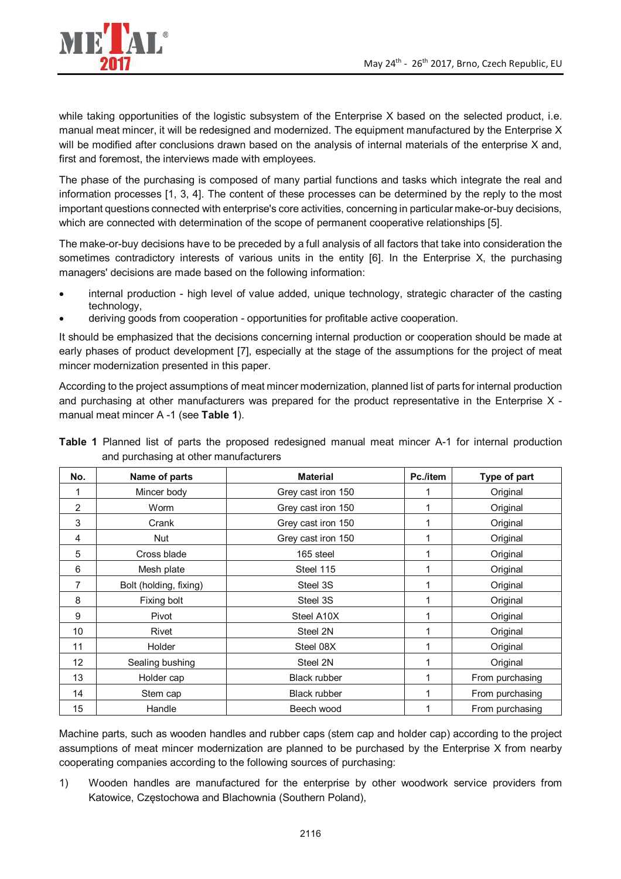while taking opportunities of the logistic subsystem of the Enterprise X based on the selected product, i.e. manual meat mincer, it will be redesigned and modernized. The equipment manufactured by the Enterprise X will be modified after conclusions drawn based on the analysis of internal materials of the enterprise X and, first and foremost, the interviews made with employees.

The phase of the purchasing is composed of many partial functions and tasks which integrate the real and information processes [1, 3, 4]. The content of these processes can be determined by the reply to the most important questions connected with enterprise's core activities, concerning in particular make-or-buy decisions, which are connected with determination of the scope of permanent cooperative relationships [5].

The make-or-buy decisions have to be preceded by a full analysis of all factors that take into consideration the sometimes contradictory interests of various units in the entity [6]. In the Enterprise X, the purchasing managers' decisions are made based on the following information:

- internal production - high level of value added, unique technology, strategic character of the casting technology,
- deriving goods from cooperation - opportunities for profitable active cooperation.

It should be emphasized that the decisions concerning internal production or cooperation should be made at early phases of product development [7], especially at the stage of the assumptions for the project of meat mincer modernization presented in this paper.

According to the project assumptions of meat mincer modernization, planned list of parts for internal production and purchasing at other manufacturers was prepared for the product representative in the Enterprise X - manual meat mincer A -1 (see **Table 1**).

**Table 1** Planned list of parts the proposed redesigned manual meat mincer A-1 for internal production and purchasing at other manufacturers

| No. | Name of parts | Material | Pc./item | Type of part |
|---|---|---|---|---|
| 1 | Mincer body | Grey cast iron 150 | 1 | Original |
| 2 | Worm | Grey cast iron 150 | 1 | Original |
| 3 | Crank | Grey cast iron 150 | 1 | Original |
| 4 | Nut | Grey cast iron 150 | 1 | Original |
| 5 | Cross blade | 165 steel | 1 | Original |
| 6 | Mesh plate | Steel 115 | 1 | Original |
| 7 | Bolt (holding, fixing) | Steel 3S | 1 | Original |
| 8 | Fixing bolt | Steel 3S | 1 | Original |
| 9 | Pivot | Steel A10X | 1 | Original |
| 10 | Rivet | Steel 2N | 1 | Original |
| 11 | Holder | Steel 08X | 1 | Original |
| 12 | Sealing bushing | Steel 2N | 1 | Original |
| 13 | Holder cap | Black rubber | 1 | From purchasing |
| 14 | Stem cap | Black rubber | 1 | From purchasing |
| 15 | Handle | Beech wood | 1 | From purchasing |

Machine parts, such as wooden handles and rubber caps (stem cap and holder cap) according to the project assumptions of meat mincer modernization are planned to be purchased by the Enterprise X from nearby cooperating companies according to the following sources of purchasing:

1) Wooden handles are manufactured for the enterprise by other woodwork service providers from Katowice, Częstochowa and Blachownia (Southern Poland),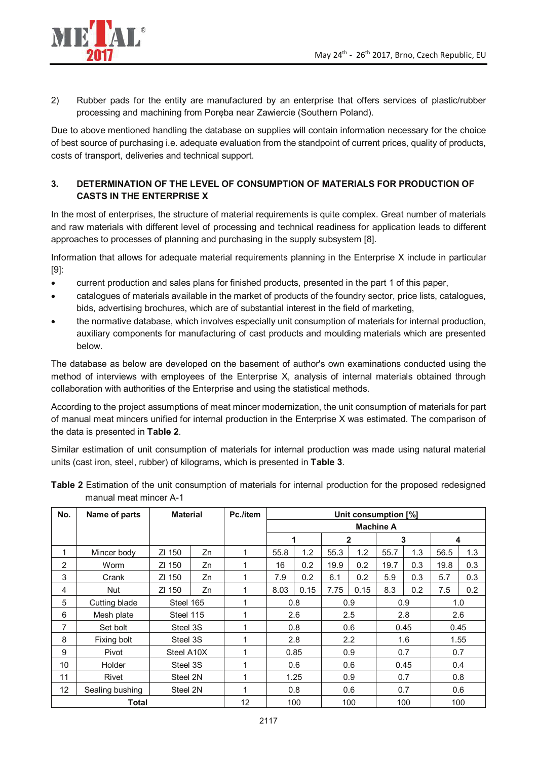2) Rubber pads for the entity are manufactured by an enterprise that offers services of plastic/rubber processing and machining from Poręba near Zawiercie (Southern Poland).

Due to above mentioned handling the database on supplies will contain information necessary for the choice of best source of purchasing i.e. adequate evaluation from the standpoint of current prices, quality of products, costs of transport, deliveries and technical support.

## 3. DETERMINATION OF THE LEVEL OF CONSUMPTION OF MATERIALS FOR PRODUCTION OF CASTS IN THE ENTERPRISE X

In the most of enterprises, the structure of material requirements is quite complex. Great number of materials and raw materials with different level of processing and technical readiness for application leads to different approaches to processes of planning and purchasing in the supply subsystem [8].

Information that allows for adequate material requirements planning in the Enterprise X include in particular [9]:

- current production and sales plans for finished products, presented in the part 1 of this paper,
- catalogues of materials available in the market of products of the foundry sector, price lists, catalogues, bids, advertising brochures, which are of substantial interest in the field of marketing,
- the normative database, which involves especially unit consumption of materials for internal production, auxiliary components for manufacturing of cast products and moulding materials which are presented below.

The database as below are developed on the basement of author's own examinations conducted using the method of interviews with employees of the Enterprise X, analysis of internal materials obtained through collaboration with authorities of the Enterprise and using the statistical methods.

According to the project assumptions of meat mincer modernization, the unit consumption of materials for part of manual meat mincers unified for internal production in the Enterprise X was estimated. The comparison of the data is presented in **Table 2**.

Similar estimation of unit consumption of materials for internal production was made using natural material units (cast iron, steel, rubber) of kilograms, which is presented in **Table 3**.

**Table 2** Estimation of the unit consumption of materials for internal production for the proposed redesigned manual meat mincer A-1

| No. | Name of parts | Material | | Pc./item | Unit consumption [%] | | | | | | | |
|---|---|---|---|---|---|---|---|---|---|---|---|---|
| | | | | | Machine A | | | | | | | |
| | | | | | 1 | | 2 | | 3 | | 4 | |
| 1 | Mincer body | Zl 150 | Zn | 1 | 55.8 | 1.2 | 55.3 | 1.2 | 55.7 | 1.3 | 56.5 | 1.3 |
| 2 | Worm | Zl 150 | Zn | 1 | 16 | 0.2 | 19.9 | 0.2 | 19.7 | 0.3 | 19.8 | 0.3 |
| 3 | Crank | Zl 150 | Zn | 1 | 7.9 | 0.2 | 6.1 | 0.2 | 5.9 | 0.3 | 5.7 | 0.3 |
| 4 | Nut | Zl 150 | Zn | 1 | 8.03 | 0.15 | 7.75 | 0.15 | 8.3 | 0.2 | 7.5 | 0.2 |
| 5 | Cutting blade | Steel 165 | | 1 | 0.8 | | 0.9 | | 0.9 | | 1.0 | |
| 6 | Mesh plate | Steel 115 | | 1 | 2.6 | | 2.5 | | 2.8 | | 2.6 | |
| 7 | Set bolt | Steel 3S | | 1 | 0.8 | | 0.6 | | 0.45 | | 0.45 | |
| 8 | Fixing bolt | Steel 3S | | 1 | 2.8 | | 2.2 | | 1.6 | | 1.55 | |
| 9 | Pivot | Steel A10X | | 1 | 0.85 | | 0.9 | | 0.7 | | 0.7 | |
| 10 | Holder | Steel 3S | | 1 | 0.6 | | 0.6 | | 0.45 | | 0.4 | |
| 11 | Rivet | Steel 2N | | 1 | 1.25 | | 0.9 | | 0.7 | | 0.8 | |
| 12 | Sealing bushing | Steel 2N | | 1 | 0.8 | | 0.6 | | 0.7 | | 0.6 | |
| Total | | | | 12 | 100 | | 100 | | 100 | | 100 | |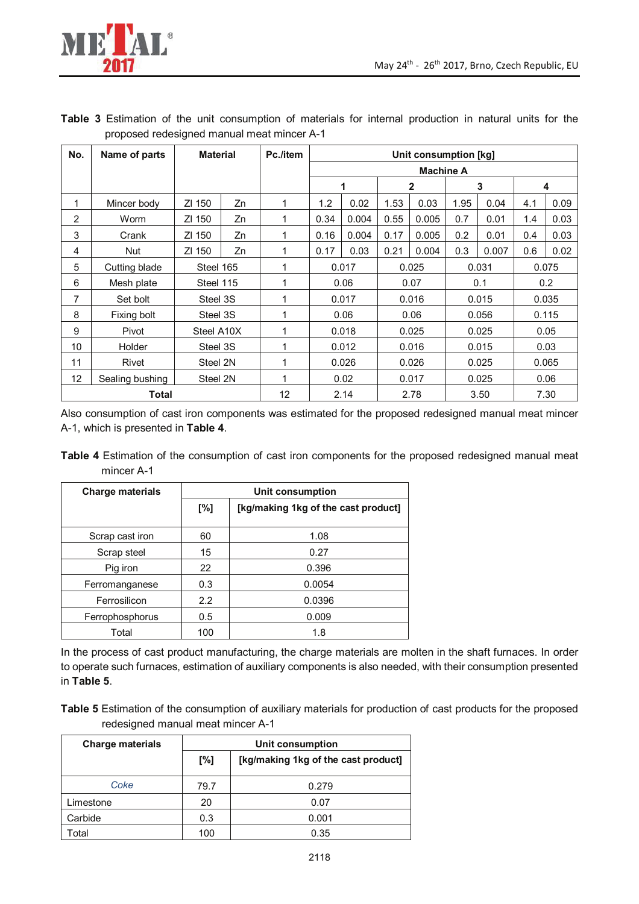**Table 3** Estimation of the unit consumption of materials for internal production in natural units for the proposed redesigned manual meat mincer A-1

| No. | Name of parts | Material | | Pc./item | Unit consumption [kg] | | | | | | | |
|---|---|---|---|---|---|---|---|---|---|---|---|---|
| | | | | | Machine A | | | | | | | |
| | | | | | 1 | | 2 | | 3 | | 4 | |
| 1 | Mincer body | ZI 150 | Zn | 1 | 1.2 | 0.02 | 1.53 | 0.03 | 1.95 | 0.04 | 4.1 | 0.09 |
| 2 | Worm | ZI 150 | Zn | 1 | 0.34 | 0.004 | 0.55 | 0.005 | 0.7 | 0.01 | 1.4 | 0.03 |
| 3 | Crank | ZI 150 | Zn | 1 | 0.16 | 0.004 | 0.17 | 0.005 | 0.2 | 0.01 | 0.4 | 0.03 |
| 4 | Nut | ZI 150 | Zn | 1 | 0.17 | 0.03 | 0.21 | 0.004 | 0.3 | 0.007 | 0.6 | 0.02 |
| 5 | Cutting blade | Steel 165 | | 1 | 0.017 | | 0.025 | | 0.031 | | 0.075 | |
| 6 | Mesh plate | Steel 115 | | 1 | 0.06 | | 0.07 | | 0.1 | | 0.2 | |
| 7 | Set bolt | Steel 3S | | 1 | 0.017 | | 0.016 | | 0.015 | | 0.035 | |
| 8 | Fixing bolt | Steel 3S | | 1 | 0.06 | | 0.06 | | 0.056 | | 0.115 | |
| 9 | Pivot | Steel A10X | | 1 | 0.018 | | 0.025 | | 0.025 | | 0.05 | |
| 10 | Holder | Steel 3S | | 1 | 0.012 | | 0.016 | | 0.015 | | 0.03 | |
| 11 | Rivet | Steel 2N | | 1 | 0.026 | | 0.026 | | 0.025 | | 0.065 | |
| 12 | Sealing bushing | Steel 2N | | 1 | 0.02 | | 0.017 | | 0.025 | | 0.06 | |
| **Total** | | | | 12 | 2.14 | | 2.78 | | 3.50 | | 7.30 | |

Also consumption of cast iron components was estimated for the proposed redesigned manual meat mincer A-1, which is presented in **Table 4**.

**Table 4** Estimation of the consumption of cast iron components for the proposed redesigned manual meat mincer A-1

| Charge materials | Unit consumption | |
|---|---|---|
| | [%] | [kg/making 1kg of the cast product] |
| Scrap cast iron | 60 | 1.08 |
| Scrap steel | 15 | 0.27 |
| Pig iron | 22 | 0.396 |
| Ferromanganese | 0.3 | 0.0054 |
| Ferrosilicon | 2.2 | 0.0396 |
| Ferrophosphorus | 0.5 | 0.009 |
| Total | 100 | 1.8 |

In the process of cast product manufacturing, the charge materials are molten in the shaft furnaces. In order to operate such furnaces, estimation of auxiliary components is also needed, with their consumption presented in **Table 5**.

**Table 5** Estimation of the consumption of auxiliary materials for production of cast products for the proposed redesigned manual meat mincer A-1

| Charge materials | Unit consumption | |
|---|---|---|
| | [%] | [kg/making 1kg of the cast product] |
| *Coke* | 79.7 | 0.279 |
| Limestone | 20 | 0.07 |
| Carbide | 0.3 | 0.001 |
| Total | 100 | 0.35 |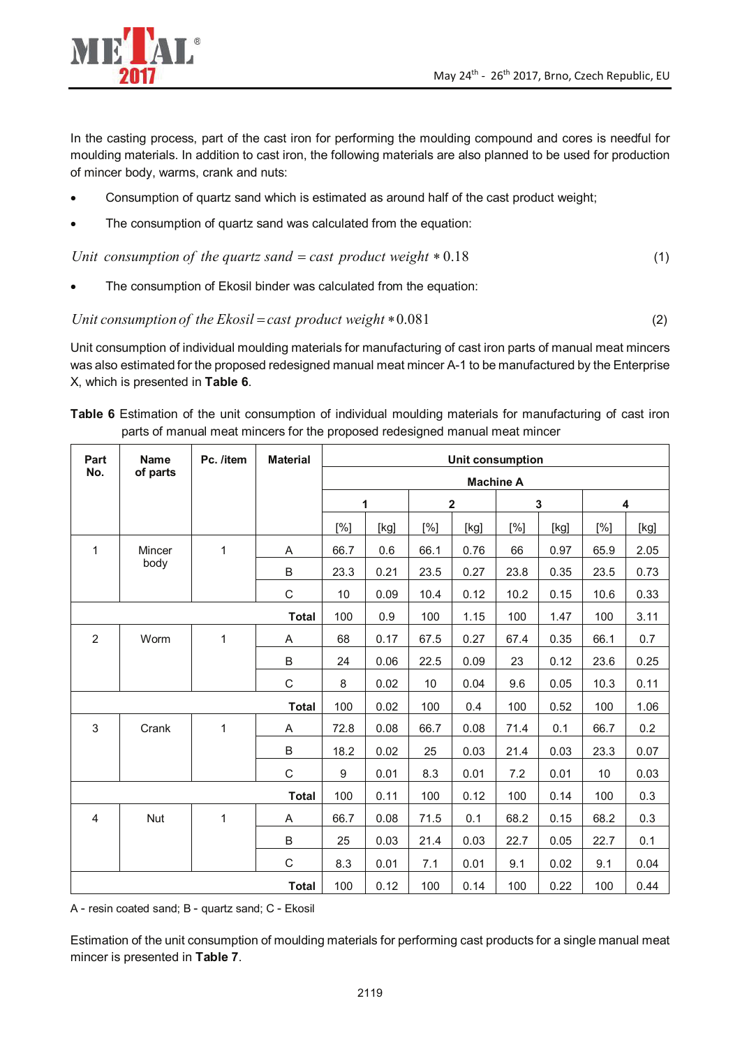In the casting process, part of the cast iron for performing the moulding compound and cores is needful for moulding materials. In addition to cast iron, the following materials are also planned to be used for production of mincer body, warms, crank and nuts:

- Consumption of quartz sand which is estimated as around half of the cast product weight;
- The consumption of quartz sand was calculated from the equation:

$$Unit\ \ consumption\ of\ \ the\ quartz\ sand = cast\ \ product\ weight * 0.18 \tag{1}$$

- The consumption of Ekosil binder was calculated from the equation:

$$Unit\ consumption\ of\ \ the\ Ekosil = cast\ product\ weight * 0.081 \tag{2}$$

Unit consumption of individual moulding materials for manufacturing of cast iron parts of manual meat mincers was also estimated for the proposed redesigned manual meat mincer A-1 to be manufactured by the Enterprise X, which is presented in **Table 6**.

**Table 6** Estimation of the unit consumption of individual moulding materials for manufacturing of cast iron parts of manual meat mincers for the proposed redesigned manual meat mincer

| Part No. | Name of parts | Pc. /item | Material | Unit consumption | | | | | | | |
|---|---|---|---|---|---|---|---|---|---|---|---|
| | | | | Machine A | | | | | | | |
| | | | | 1 | | 2 | | 3 | | 4 | |
| | | | | [%] | [kg] | [%] | [kg] | [%] | [kg] | [%] | [kg] |
| 1 | Mincer body | 1 | A | 66.7 | 0.6 | 66.1 | 0.76 | 66 | 0.97 | 65.9 | 2.05 |
| | | | B | 23.3 | 0.21 | 23.5 | 0.27 | 23.8 | 0.35 | 23.5 | 0.73 |
| | | | C | 10 | 0.09 | 10.4 | 0.12 | 10.2 | 0.15 | 10.6 | 0.33 |
| | | | **Total** | 100 | 0.9 | 100 | 1.15 | 100 | 1.47 | 100 | 3.11 |
| 2 | Worm | 1 | A | 68 | 0.17 | 67.5 | 0.27 | 67.4 | 0.35 | 66.1 | 0.7 |
| | | | B | 24 | 0.06 | 22.5 | 0.09 | 23 | 0.12 | 23.6 | 0.25 |
| | | | C | 8 | 0.02 | 10 | 0.04 | 9.6 | 0.05 | 10.3 | 0.11 |
| | | | **Total** | 100 | 0.02 | 100 | 0.4 | 100 | 0.52 | 100 | 1.06 |
| 3 | Crank | 1 | A | 72.8 | 0.08 | 66.7 | 0.08 | 71.4 | 0.1 | 66.7 | 0.2 |
| | | | B | 18.2 | 0.02 | 25 | 0.03 | 21.4 | 0.03 | 23.3 | 0.07 |
| | | | C | 9 | 0.01 | 8.3 | 0.01 | 7.2 | 0.01 | 10 | 0.03 |
| | | | **Total** | 100 | 0.11 | 100 | 0.12 | 100 | 0.14 | 100 | 0.3 |
| 4 | Nut | 1 | A | 66.7 | 0.08 | 71.5 | 0.1 | 68.2 | 0.15 | 68.2 | 0.3 |
| | | | B | 25 | 0.03 | 21.4 | 0.03 | 22.7 | 0.05 | 22.7 | 0.1 |
| | | | C | 8.3 | 0.01 | 7.1 | 0.01 | 9.1 | 0.02 | 9.1 | 0.04 |
| | | | **Total** | 100 | 0.12 | 100 | 0.14 | 100 | 0.22 | 100 | 0.44 |

A - resin coated sand; B - quartz sand; C - Ekosil

Estimation of the unit consumption of moulding materials for performing cast products for a single manual meat mincer is presented in **Table 7**.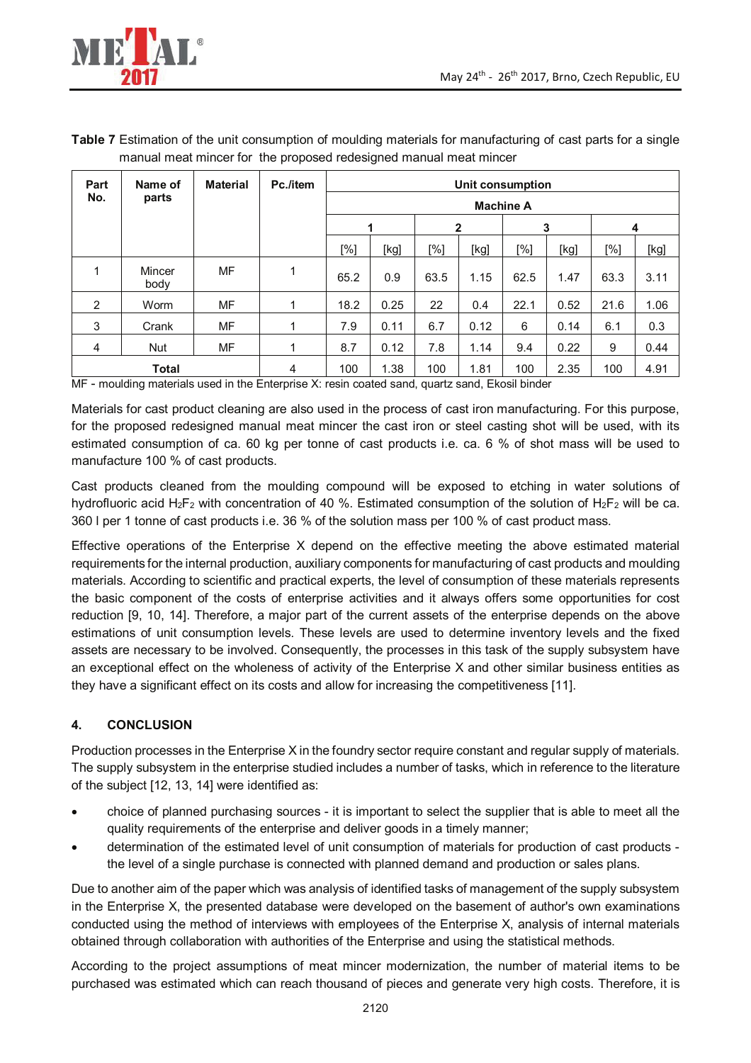**Table 7** Estimation of the unit consumption of moulding materials for manufacturing of cast parts for a single manual meat mincer for the proposed redesigned manual meat mincer

| Part No. | Name of parts | Material | Pc./item | Unit consumption | | | | | | | |
|---|---|---|---|---|---|---|---|---|---|---|---|
| | | | | Machine A | | | | | | | |
| | | | | 1 | | 2 | | 3 | | 4 | |
| | | | | [%] | [kg] | [%] | [kg] | [%] | [kg] | [%] | [kg] |
| 1 | Mincer body | MF | 1 | 65.2 | 0.9 | 63.5 | 1.15 | 62.5 | 1.47 | 63.3 | 3.11 |
| 2 | Worm | MF | 1 | 18.2 | 0.25 | 22 | 0.4 | 22.1 | 0.52 | 21.6 | 1.06 |
| 3 | Crank | MF | 1 | 7.9 | 0.11 | 6.7 | 0.12 | 6 | 0.14 | 6.1 | 0.3 |
| 4 | Nut | MF | 1 | 8.7 | 0.12 | 7.8 | 1.14 | 9.4 | 0.22 | 9 | 0.44 |
| **Total** | | | 4 | 100 | 1.38 | 100 | 1.81 | 100 | 2.35 | 100 | 4.91 |

MF - moulding materials used in the Enterprise X: resin coated sand, quartz sand, Ekosil binder

Materials for cast product cleaning are also used in the process of cast iron manufacturing. For this purpose, for the proposed redesigned manual meat mincer the cast iron or steel casting shot will be used, with its estimated consumption of ca. 60 kg per tonne of cast products i.e. ca. 6 % of shot mass will be used to manufacture 100 % of cast products.

Cast products cleaned from the moulding compound will be exposed to etching in water solutions of hydrofluoric acid $H_2F_2$ with concentration of 40 %. Estimated consumption of the solution of $H_2F_2$ will be ca. 360 l per 1 tonne of cast products i.e. 36 % of the solution mass per 100 % of cast product mass.

Effective operations of the Enterprise X depend on the effective meeting the above estimated material requirements for the internal production, auxiliary components for manufacturing of cast products and moulding materials. According to scientific and practical experts, the level of consumption of these materials represents the basic component of the costs of enterprise activities and it always offers some opportunities for cost reduction [9, 10, 14]. Therefore, a major part of the current assets of the enterprise depends on the above estimations of unit consumption levels. These levels are used to determine inventory levels and the fixed assets are necessary to be involved. Consequently, the processes in this task of the supply subsystem have an exceptional effect on the wholeness of activity of the Enterprise X and other similar business entities as they have a significant effect on its costs and allow for increasing the competitiveness [11].

## 4. CONCLUSION

Production processes in the Enterprise X in the foundry sector require constant and regular supply of materials. The supply subsystem in the enterprise studied includes a number of tasks, which in reference to the literature of the subject [12, 13, 14] were identified as:

- choice of planned purchasing sources - it is important to select the supplier that is able to meet all the quality requirements of the enterprise and deliver goods in a timely manner;
- determination of the estimated level of unit consumption of materials for production of cast products - the level of a single purchase is connected with planned demand and production or sales plans.

Due to another aim of the paper which was analysis of identified tasks of management of the supply subsystem in the Enterprise X, the presented database were developed on the basement of author's own examinations conducted using the method of interviews with employees of the Enterprise X, analysis of internal materials obtained through collaboration with authorities of the Enterprise and using the statistical methods.

According to the project assumptions of meat mincer modernization, the number of material items to be purchased was estimated which can reach thousand of pieces and generate very high costs. Therefore, it is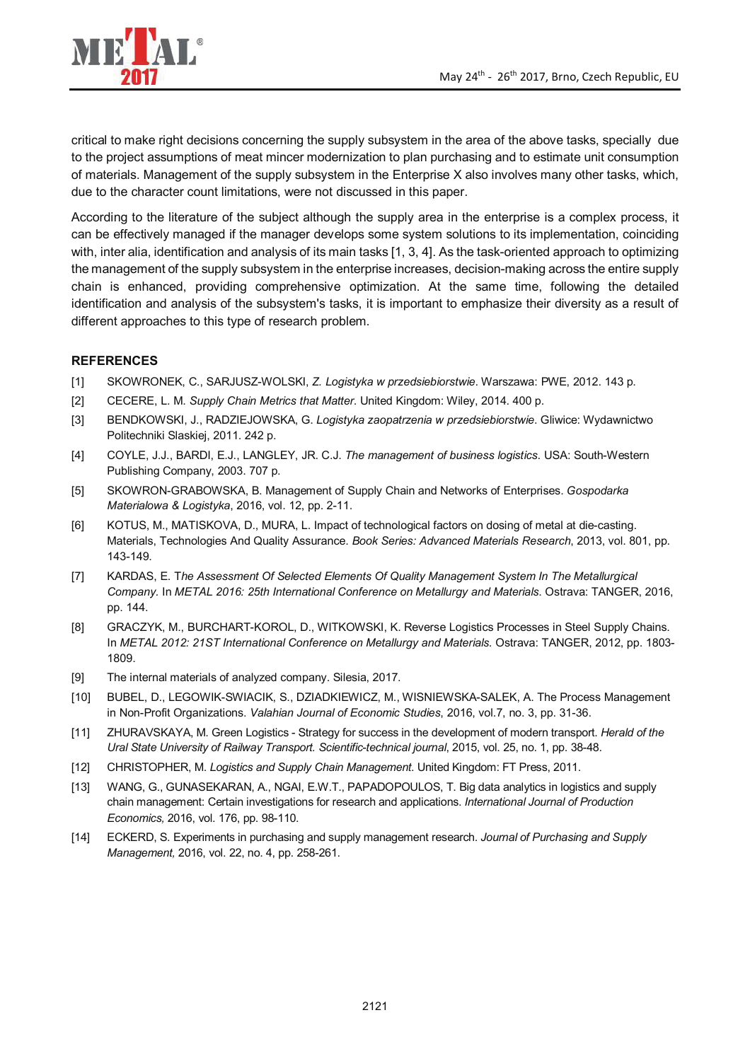critical to make right decisions concerning the supply subsystem in the area of the above tasks, specially due to the project assumptions of meat mincer modernization to plan purchasing and to estimate unit consumption of materials. Management of the supply subsystem in the Enterprise X also involves many other tasks, which, due to the character count limitations, were not discussed in this paper.

According to the literature of the subject although the supply area in the enterprise is a complex process, it can be effectively managed if the manager develops some system solutions to its implementation, coinciding with, inter alia, identification and analysis of its main tasks [1, 3, 4]. As the task-oriented approach to optimizing the management of the supply subsystem in the enterprise increases, decision-making across the entire supply chain is enhanced, providing comprehensive optimization. At the same time, following the detailed identification and analysis of the subsystem's tasks, it is important to emphasize their diversity as a result of different approaches to this type of research problem.

## REFERENCES

[1] SKOWRONEK, C., SARJUSZ-WOLSKI, *Z. Logistyka w przedsiebiorstwie*. Warszawa: PWE, 2012. 143 p.

[2] CECERE, L. M. *Supply Chain Metrics that Matter*. United Kingdom: Wiley, 2014. 400 p.

[3] BENDKOWSKI, J., RADZIEJOWSKA, G. *Logistyka zaopatrzenia w przedsiebiorstwie*. Gliwice: Wydawnictwo Politechniki Slaskiej, 2011. 242 p.

[4] COYLE, J.J., BARDI, E.J., LANGLEY, JR. C.J. *The management of business logistics*. USA: South-Western Publishing Company, 2003. 707 p.

[5] SKOWRON-GRABOWSKA, B. Management of Supply Chain and Networks of Enterprises. *Gospodarka Materialowa & Logistyka*, 2016, vol. 12, pp. 2-11.

[6] KOTUS, M., MATISKOVA, D., MURA, L. Impact of technological factors on dosing of metal at die-casting. Materials, Technologies And Quality Assurance. *Book Series: Advanced Materials Research*, 2013, vol. 801, pp. 143-149.

[7] KARDAS, E. T*he Assessment Of Selected Elements Of Quality Management System In The Metallurgical Company*. In *METAL 2016: 25th International Conference on Metallurgy and Materials*. Ostrava: TANGER, 2016, pp. 144.

[8] GRACZYK, M., BURCHART-KOROL, D., WITKOWSKI, K. Reverse Logistics Processes in Steel Supply Chains. In *METAL 2012: 21ST International Conference on Metallurgy and Materials*. Ostrava: TANGER, 2012, pp. 1803-1809.

[9] The internal materials of analyzed company. Silesia, 2017.

[10] BUBEL, D., LEGOWIK-SWIACIK, S., DZIADKIEWICZ, M., WISNIEWSKA-SALEK, A. The Process Management in Non-Profit Organizations. *Valahian Journal of Economic Studies*, 2016, vol.7, no. 3, pp. 31-36.

[11] ZHURAVSKAYA, M. Green Logistics - Strategy for success in the development of modern transport. *Herald of the Ural State University of Railway Transport. Scientific-technical journal*, 2015, vol. 25, no. 1, pp. 38-48.

[12] CHRISTOPHER, M. *Logistics and Supply Chain Management*. United Kingdom: FT Press, 2011.

[13] WANG, G., GUNASEKARAN, A., NGAI, E.W.T., PAPADOPOULOS, T. Big data analytics in logistics and supply chain management: Certain investigations for research and applications. *International Journal of Production Economics,* 2016, vol. 176, pp. 98-110.

[14] ECKERD, S. Experiments in purchasing and supply management research. *Journal of Purchasing and Supply Management,* 2016, vol. 22, no. 4, pp. 258-261.